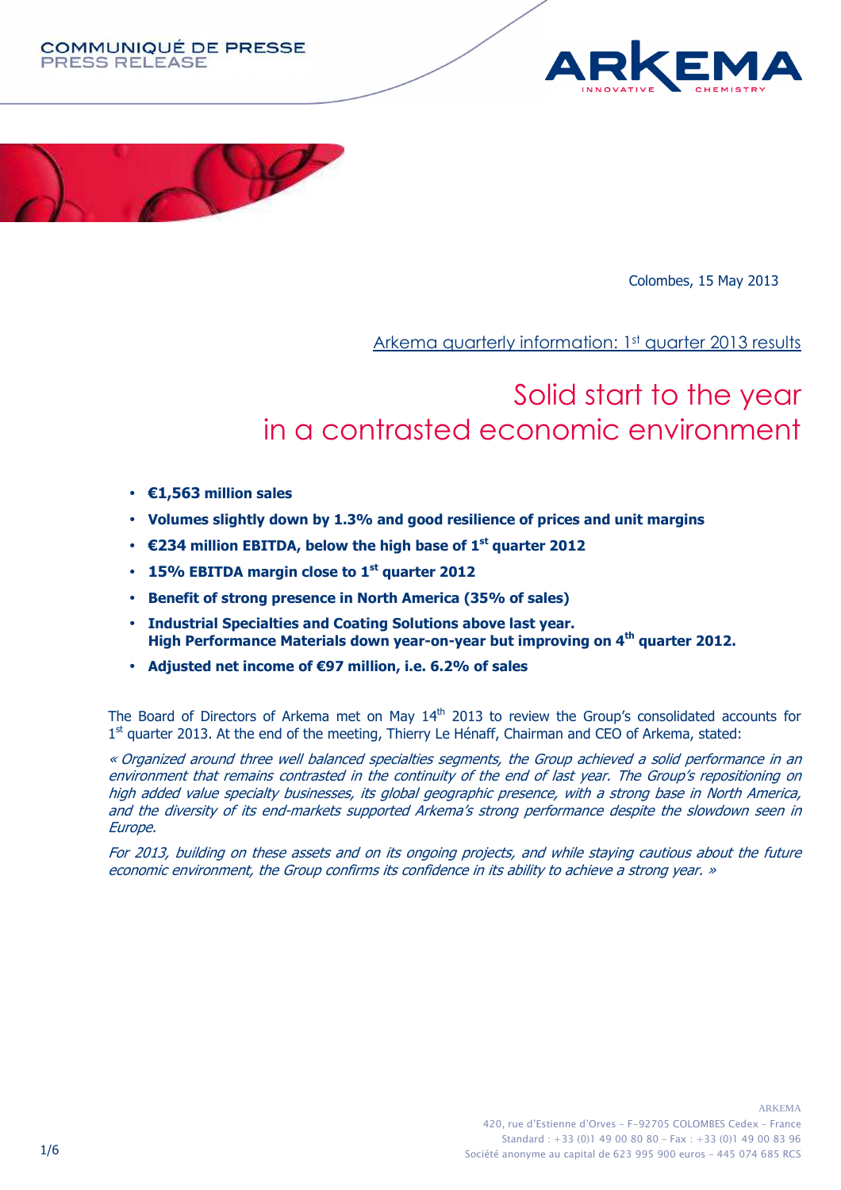COMMUNIQUÉ DE PRESSE
PRESS RELEASE

Colombes, 15 May 2013

Arkema quarterly information: 1st quarter 2013 results

# Solid start to the year in a contrasted economic environment

- **€1,563 million sales**
- **Volumes slightly down by 1.3% and good resilience of prices and unit margins**
- **€234 million EBITDA, below the high base of 1st quarter 2012**
- **15% EBITDA margin close to 1st quarter 2012**
- **Benefit of strong presence in North America (35% of sales)**
- **Industrial Specialties and Coating Solutions above last year. High Performance Materials down year-on-year but improving on 4th quarter 2012.**
- **Adjusted net income of €97 million, i.e. 6.2% of sales**

The Board of Directors of Arkema met on May 14th 2013 to review the Group's consolidated accounts for 1st quarter 2013. At the end of the meeting, Thierry Le Hénaff, Chairman and CEO of Arkema, stated:

*« Organized around three well balanced specialties segments, the Group achieved a solid performance in an environment that remains contrasted in the continuity of the end of last year. The Group's repositioning on high added value specialty businesses, its global geographic presence, with a strong base in North America, and the diversity of its end-markets supported Arkema's strong performance despite the slowdown seen in Europe.*

*For 2013, building on these assets and on its ongoing projects, and while staying cautious about the future economic environment, the Group confirms its confidence in its ability to achieve a strong year. »*

ARKEMA
420, rue d'Estienne d'Orves – F-92705 COLOMBES Cedex – France
Standard : +33 (0)1 49 00 80 80 – Fax : +33 (0)1 49 00 83 96
Société anonyme au capital de 623 995 900 euros – 445 074 685 RCS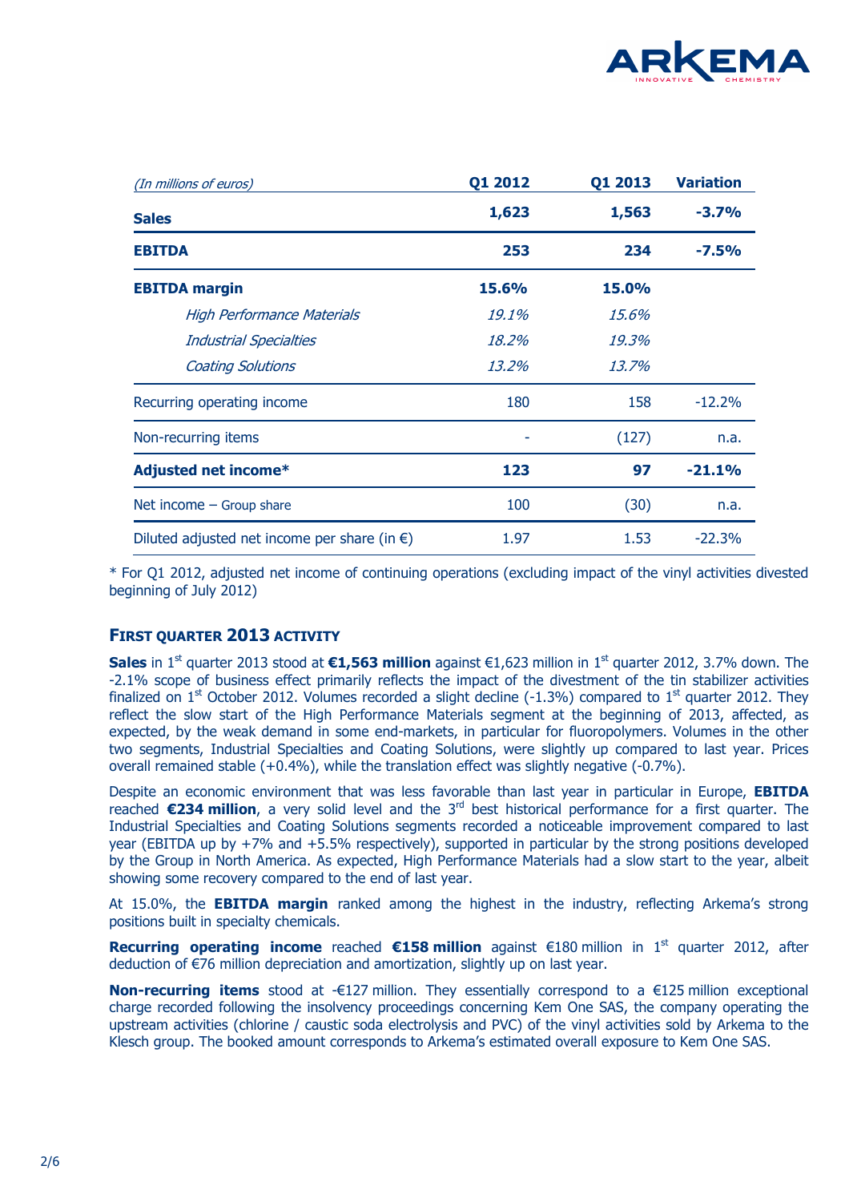| *(In millions of euros)* | Q1 2012 | Q1 2013 | Variation |
|---|---|---|---|
| **Sales** | **1,623** | **1,563** | **-3.7%** |
| **EBITDA** | **253** | **234** | **-7.5%** |
| **EBITDA margin** | **15.6%** | **15.0%** | |
| *High Performance Materials* | *19.1%* | *15.6%* | |
| *Industrial Specialties* | *18.2%* | *19.3%* | |
| *Coating Solutions* | *13.2%* | *13.7%* | |
| Recurring operating income | 180 | 158 | -12.2% |
| Non-recurring items | - | (127) | n.a. |
| **Adjusted net income*** | **123** | **97** | **-21.1%** |
| Net income – Group share | 100 | (30) | n.a. |
| Diluted adjusted net income per share (in €) | 1.97 | 1.53 | -22.3% |

* For Q1 2012, adjusted net income of continuing operations (excluding impact of the vinyl activities divested beginning of July 2012)

## FIRST QUARTER 2013 ACTIVITY

**Sales** in 1st quarter 2013 stood at **€1,563 million** against €1,623 million in 1st quarter 2012, 3.7% down. The -2.1% scope of business effect primarily reflects the impact of the divestment of the tin stabilizer activities finalized on 1st October 2012. Volumes recorded a slight decline (-1.3%) compared to 1st quarter 2012. They reflect the slow start of the High Performance Materials segment at the beginning of 2013, affected, as expected, by the weak demand in some end-markets, in particular for fluoropolymers. Volumes in the other two segments, Industrial Specialties and Coating Solutions, were slightly up compared to last year. Prices overall remained stable (+0.4%), while the translation effect was slightly negative (-0.7%).

Despite an economic environment that was less favorable than last year in particular in Europe, **EBITDA** reached **€234 million**, a very solid level and the 3rd best historical performance for a first quarter. The Industrial Specialties and Coating Solutions segments recorded a noticeable improvement compared to last year (EBITDA up by +7% and +5.5% respectively), supported in particular by the strong positions developed by the Group in North America. As expected, High Performance Materials had a slow start to the year, albeit showing some recovery compared to the end of last year.

At 15.0%, the **EBITDA margin** ranked among the highest in the industry, reflecting Arkema's strong positions built in specialty chemicals.

**Recurring operating income** reached **€158 million** against €180 million in 1st quarter 2012, after deduction of €76 million depreciation and amortization, slightly up on last year.

**Non-recurring items** stood at -€127 million. They essentially correspond to a €125 million exceptional charge recorded following the insolvency proceedings concerning Kem One SAS, the company operating the upstream activities (chlorine / caustic soda electrolysis and PVC) of the vinyl activities sold by Arkema to the Klesch group. The booked amount corresponds to Arkema's estimated overall exposure to Kem One SAS.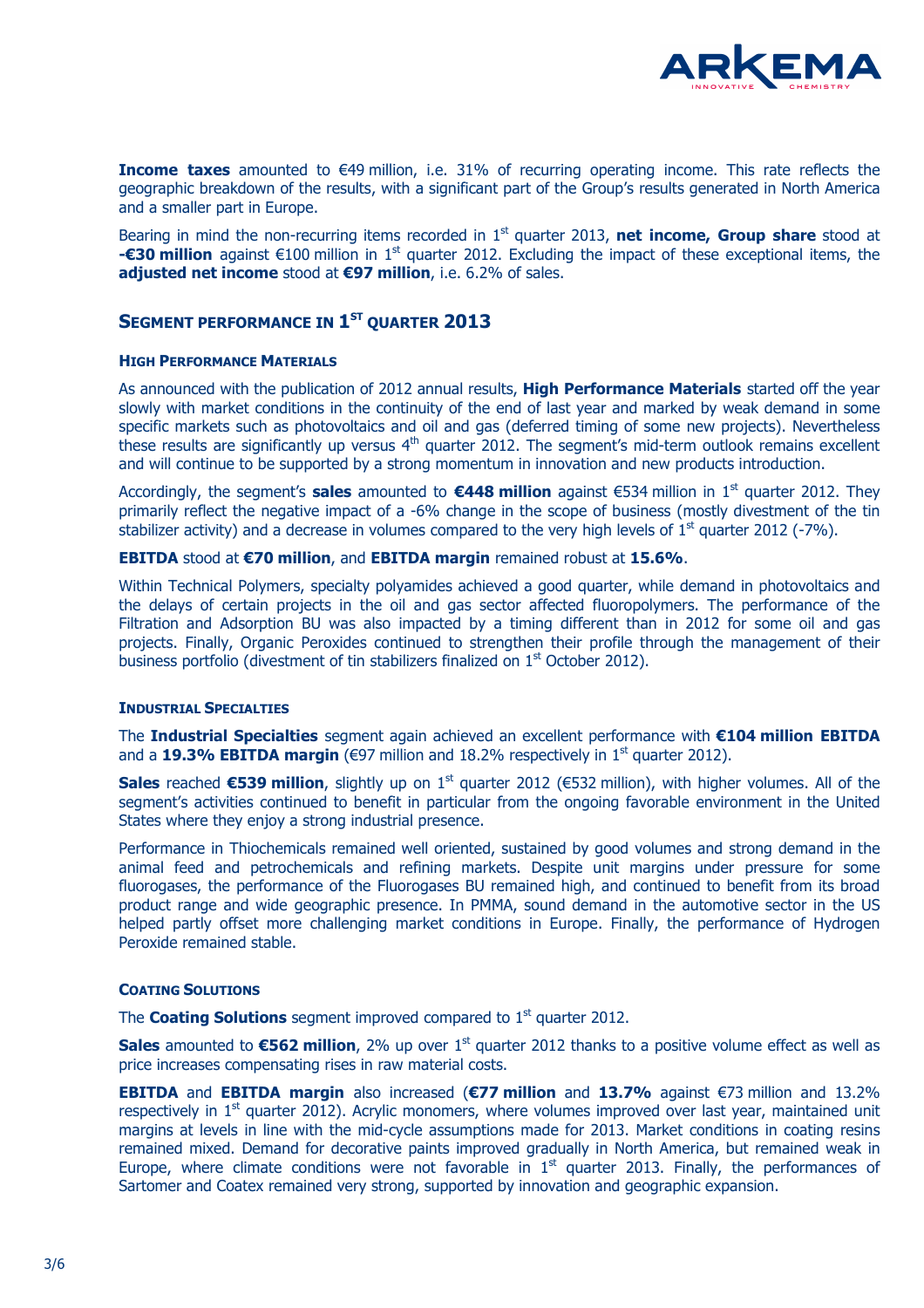**Income taxes** amounted to €49 million, i.e. 31% of recurring operating income. This rate reflects the geographic breakdown of the results, with a significant part of the Group's results generated in North America and a smaller part in Europe.

Bearing in mind the non-recurring items recorded in 1st quarter 2013, **net income, Group share** stood at **-€30 million** against €100 million in 1st quarter 2012. Excluding the impact of these exceptional items, the **adjusted net income** stood at **€97 million**, i.e. 6.2% of sales.

## SEGMENT PERFORMANCE IN 1ST QUARTER 2013

### HIGH PERFORMANCE MATERIALS

As announced with the publication of 2012 annual results, **High Performance Materials** started off the year slowly with market conditions in the continuity of the end of last year and marked by weak demand in some specific markets such as photovoltaics and oil and gas (deferred timing of some new projects). Nevertheless these results are significantly up versus 4th quarter 2012. The segment's mid-term outlook remains excellent and will continue to be supported by a strong momentum in innovation and new products introduction.

Accordingly, the segment's **sales** amounted to **€448 million** against €534 million in 1st quarter 2012. They primarily reflect the negative impact of a -6% change in the scope of business (mostly divestment of the tin stabilizer activity) and a decrease in volumes compared to the very high levels of 1st quarter 2012 (-7%).

**EBITDA** stood at **€70 million**, and **EBITDA margin** remained robust at **15.6%**.

Within Technical Polymers, specialty polyamides achieved a good quarter, while demand in photovoltaics and the delays of certain projects in the oil and gas sector affected fluoropolymers. The performance of the Filtration and Adsorption BU was also impacted by a timing different than in 2012 for some oil and gas projects. Finally, Organic Peroxides continued to strengthen their profile through the management of their business portfolio (divestment of tin stabilizers finalized on 1st October 2012).

### INDUSTRIAL SPECIALTIES

The **Industrial Specialties** segment again achieved an excellent performance with **€104 million EBITDA** and a **19.3% EBITDA margin** (€97 million and 18.2% respectively in 1st quarter 2012).

**Sales** reached **€539 million**, slightly up on 1st quarter 2012 (€532 million), with higher volumes. All of the segment's activities continued to benefit in particular from the ongoing favorable environment in the United States where they enjoy a strong industrial presence.

Performance in Thiochemicals remained well oriented, sustained by good volumes and strong demand in the animal feed and petrochemicals and refining markets. Despite unit margins under pressure for some fluorogases, the performance of the Fluorogases BU remained high, and continued to benefit from its broad product range and wide geographic presence. In PMMA, sound demand in the automotive sector in the US helped partly offset more challenging market conditions in Europe. Finally, the performance of Hydrogen Peroxide remained stable.

### COATING SOLUTIONS

The **Coating Solutions** segment improved compared to 1st quarter 2012.

**Sales** amounted to **€562 million**, 2% up over 1st quarter 2012 thanks to a positive volume effect as well as price increases compensating rises in raw material costs.

**EBITDA** and **EBITDA margin** also increased (**€77 million** and **13.7%** against €73 million and 13.2% respectively in 1st quarter 2012). Acrylic monomers, where volumes improved over last year, maintained unit margins at levels in line with the mid-cycle assumptions made for 2013. Market conditions in coating resins remained mixed. Demand for decorative paints improved gradually in North America, but remained weak in Europe, where climate conditions were not favorable in 1st quarter 2013. Finally, the performances of Sartomer and Coatex remained very strong, supported by innovation and geographic expansion.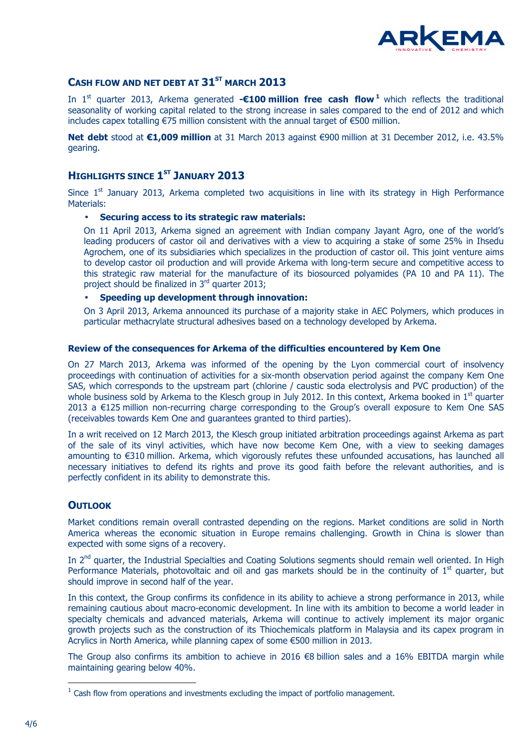## CASH FLOW AND NET DEBT AT 31[ST] MARCH 2013

In 1[st] quarter 2013, Arkema generated **-€100 million free cash flow**[1] which reflects the traditional seasonality of working capital related to the strong increase in sales compared to the end of 2012 and which includes capex totalling €75 million consistent with the annual target of €500 million.

**Net debt** stood at **€1,009 million** at 31 March 2013 against €900 million at 31 December 2012, i.e. 43.5% gearing.

## HIGHLIGHTS SINCE 1[ST] JANUARY 2013

Since 1[st] January 2013, Arkema completed two acquisitions in line with its strategy in High Performance Materials:

- **Securing access to its strategic raw materials:**

  On 11 April 2013, Arkema signed an agreement with Indian company Jayant Agro, one of the world's leading producers of castor oil and derivatives with a view to acquiring a stake of some 25% in Ihsedu Agrochem, one of its subsidiaries which specializes in the production of castor oil. This joint venture aims to develop castor oil production and will provide Arkema with long-term secure and competitive access to this strategic raw material for the manufacture of its biosourced polyamides (PA 10 and PA 11). The project should be finalized in 3[rd] quarter 2013;

- **Speeding up development through innovation:**

  On 3 April 2013, Arkema announced its purchase of a majority stake in AEC Polymers, which produces in particular methacrylate structural adhesives based on a technology developed by Arkema.

### Review of the consequences for Arkema of the difficulties encountered by Kem One

On 27 March 2013, Arkema was informed of the opening by the Lyon commercial court of insolvency proceedings with continuation of activities for a six-month observation period against the company Kem One SAS, which corresponds to the upstream part (chlorine / caustic soda electrolysis and PVC production) of the whole business sold by Arkema to the Klesch group in July 2012. In this context, Arkema booked in 1[st] quarter 2013 a €125 million non-recurring charge corresponding to the Group's overall exposure to Kem One SAS (receivables towards Kem One and guarantees granted to third parties).

In a writ received on 12 March 2013, the Klesch group initiated arbitration proceedings against Arkema as part of the sale of its vinyl activities, which have now become Kem One, with a view to seeking damages amounting to €310 million. Arkema, which vigorously refutes these unfounded accusations, has launched all necessary initiatives to defend its rights and prove its good faith before the relevant authorities, and is perfectly confident in its ability to demonstrate this.

## OUTLOOK

Market conditions remain overall contrasted depending on the regions. Market conditions are solid in North America whereas the economic situation in Europe remains challenging. Growth in China is slower than expected with some signs of a recovery.

In 2[nd] quarter, the Industrial Specialties and Coating Solutions segments should remain well oriented. In High Performance Materials, photovoltaic and oil and gas markets should be in the continuity of 1[st] quarter, but should improve in second half of the year.

In this context, the Group confirms its confidence in its ability to achieve a strong performance in 2013, while remaining cautious about macro-economic development. In line with its ambition to become a world leader in specialty chemicals and advanced materials, Arkema will continue to actively implement its major organic growth projects such as the construction of its Thiochemicals platform in Malaysia and its capex program in Acrylics in North America, while planning capex of some €500 million in 2013.

The Group also confirms its ambition to achieve in 2016 €8 billion sales and a 16% EBITDA margin while maintaining gearing below 40%.

---

[1] Cash flow from operations and investments excluding the impact of portfolio management.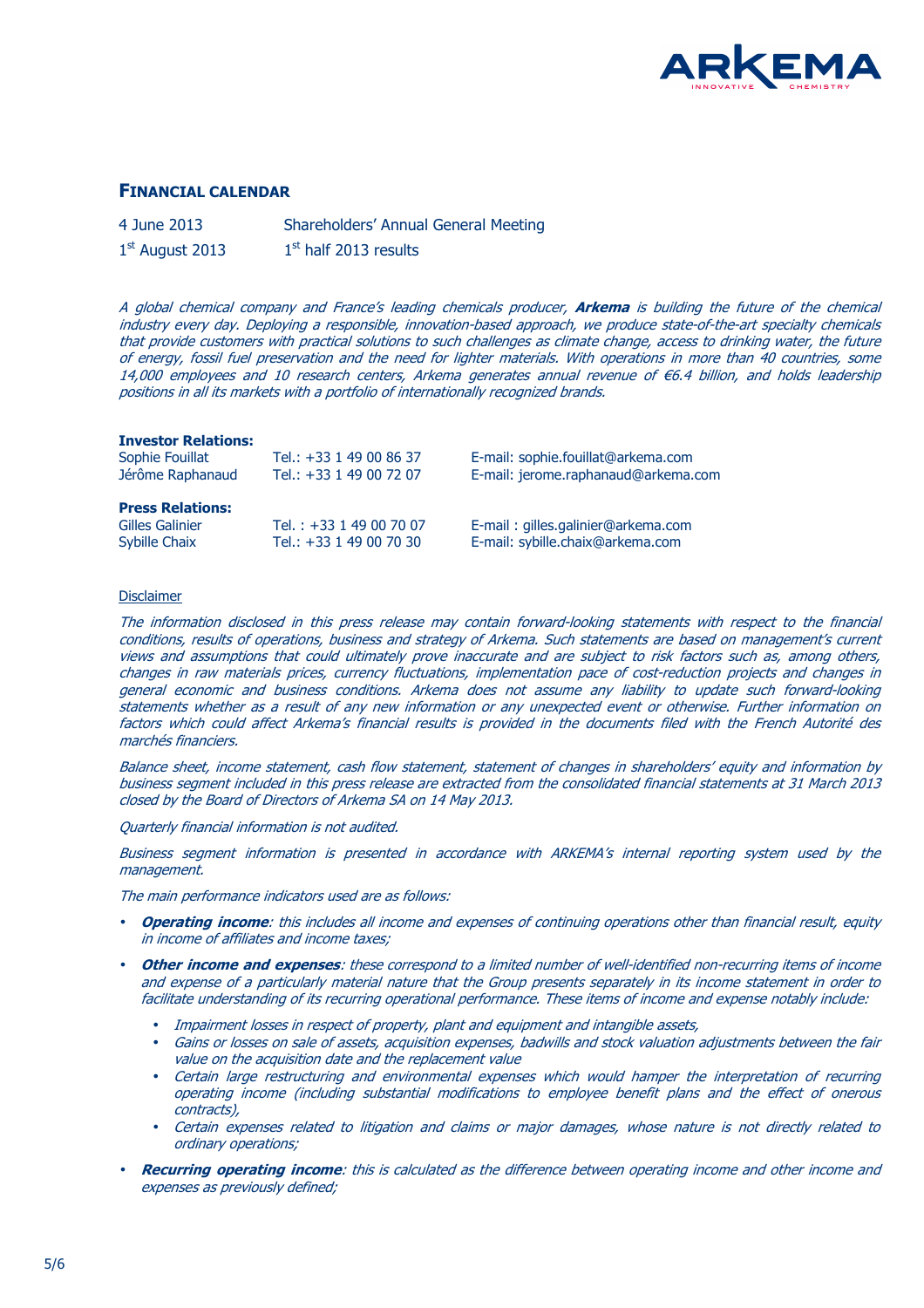## FINANCIAL CALENDAR

| | |
|---|---|
| 4 June 2013 | Shareholders' Annual General Meeting |
| 1st August 2013 | 1st half 2013 results |

*A global chemical company and France's leading chemicals producer, **Arkema** is building the future of the chemical industry every day. Deploying a responsible, innovation-based approach, we produce state-of-the-art specialty chemicals that provide customers with practical solutions to such challenges as climate change, access to drinking water, the future of energy, fossil fuel preservation and the need for lighter materials. With operations in more than 40 countries, some 14,000 employees and 10 research centers, Arkema generates annual revenue of €6.4 billion, and holds leadership positions in all its markets with a portfolio of internationally recognized brands.*

**Investor Relations:**

| | | |
|---|---|---|
| Sophie Fouillat | Tel.: +33 1 49 00 86 37 | E-mail: sophie.fouillat@arkema.com |
| Jérôme Raphanaud | Tel.: +33 1 49 00 72 07 | E-mail: jerome.raphanaud@arkema.com |

**Press Relations:**

| | | |
|---|---|---|
| Gilles Galinier | Tel. : +33 1 49 00 70 07 | E-mail : gilles.galinier@arkema.com |
| Sybille Chaix | Tel.: +33 1 49 00 70 30 | E-mail: sybille.chaix@arkema.com |

Disclaimer

*The information disclosed in this press release may contain forward-looking statements with respect to the financial conditions, results of operations, business and strategy of Arkema. Such statements are based on management's current views and assumptions that could ultimately prove inaccurate and are subject to risk factors such as, among others, changes in raw materials prices, currency fluctuations, implementation pace of cost-reduction projects and changes in general economic and business conditions. Arkema does not assume any liability to update such forward-looking statements whether as a result of any new information or any unexpected event or otherwise. Further information on factors which could affect Arkema's financial results is provided in the documents filed with the French Autorité des marchés financiers.*

*Balance sheet, income statement, cash flow statement, statement of changes in shareholders' equity and information by business segment included in this press release are extracted from the consolidated financial statements at 31 March 2013 closed by the Board of Directors of Arkema SA on 14 May 2013.*

*Quarterly financial information is not audited.*

*Business segment information is presented in accordance with ARKEMA's internal reporting system used by the management.*

*The main performance indicators used are as follows:*

- ***Operating income**: this includes all income and expenses of continuing operations other than financial result, equity in income of affiliates and income taxes;*
- ***Other income and expenses**: these correspond to a limited number of well-identified non-recurring items of income and expense of a particularly material nature that the Group presents separately in its income statement in order to facilitate understanding of its recurring operational performance. These items of income and expense notably include:*
  - *Impairment losses in respect of property, plant and equipment and intangible assets,*
  - *Gains or losses on sale of assets, acquisition expenses, badwills and stock valuation adjustments between the fair value on the acquisition date and the replacement value*
  - *Certain large restructuring and environmental expenses which would hamper the interpretation of recurring operating income (including substantial modifications to employee benefit plans and the effect of onerous contracts),*
  - *Certain expenses related to litigation and claims or major damages, whose nature is not directly related to ordinary operations;*
- ***Recurring operating income**: this is calculated as the difference between operating income and other income and expenses as previously defined;*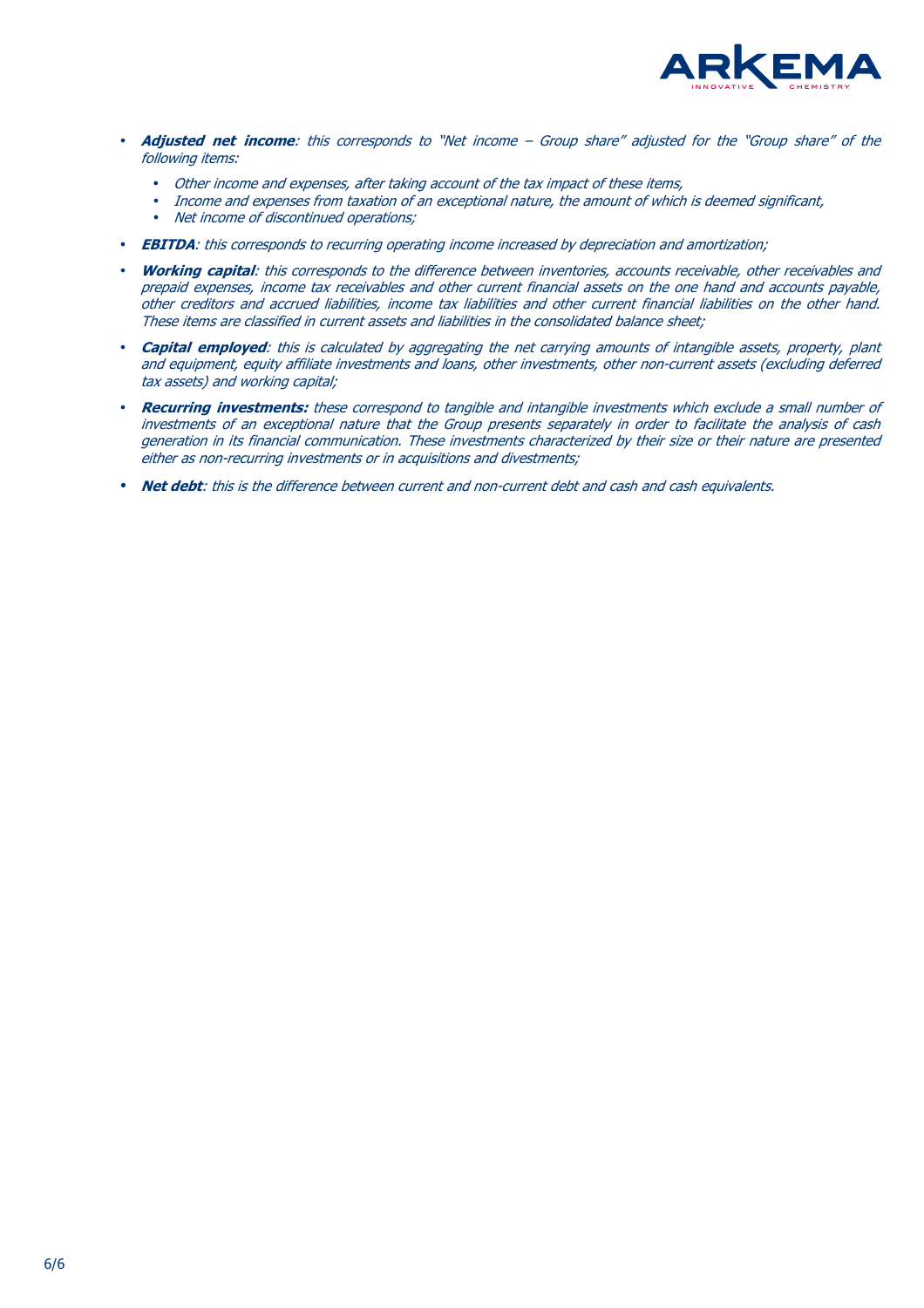- ***Adjusted net income****: this corresponds to "Net income – Group share" adjusted for the "Group share" of the following items:*
  - *Other income and expenses, after taking account of the tax impact of these items,*
  - *Income and expenses from taxation of an exceptional nature, the amount of which is deemed significant,*
  - *Net income of discontinued operations;*
- ***EBITDA****: this corresponds to recurring operating income increased by depreciation and amortization;*
- ***Working capital****: this corresponds to the difference between inventories, accounts receivable, other receivables and prepaid expenses, income tax receivables and other current financial assets on the one hand and accounts payable, other creditors and accrued liabilities, income tax liabilities and other current financial liabilities on the other hand. These items are classified in current assets and liabilities in the consolidated balance sheet;*
- ***Capital employed****: this is calculated by aggregating the net carrying amounts of intangible assets, property, plant and equipment, equity affiliate investments and loans, other investments, other non-current assets (excluding deferred tax assets) and working capital;*
- ***Recurring investments:*** *these correspond to tangible and intangible investments which exclude a small number of investments of an exceptional nature that the Group presents separately in order to facilitate the analysis of cash generation in its financial communication. These investments characterized by their size or their nature are presented either as non-recurring investments or in acquisitions and divestments;*
- ***Net debt****: this is the difference between current and non-current debt and cash and cash equivalents.*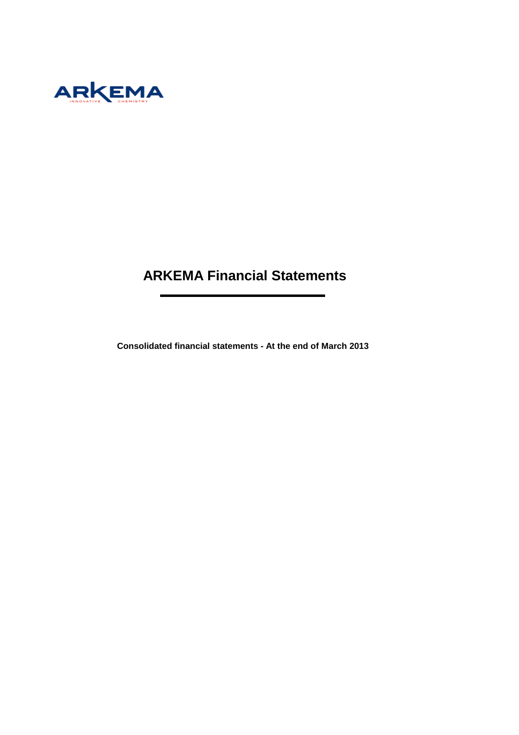ARKEMA

INNOVATIVE CHEMISTRY

# ARKEMA Financial Statements

**Consolidated financial statements - At the end of March 2013**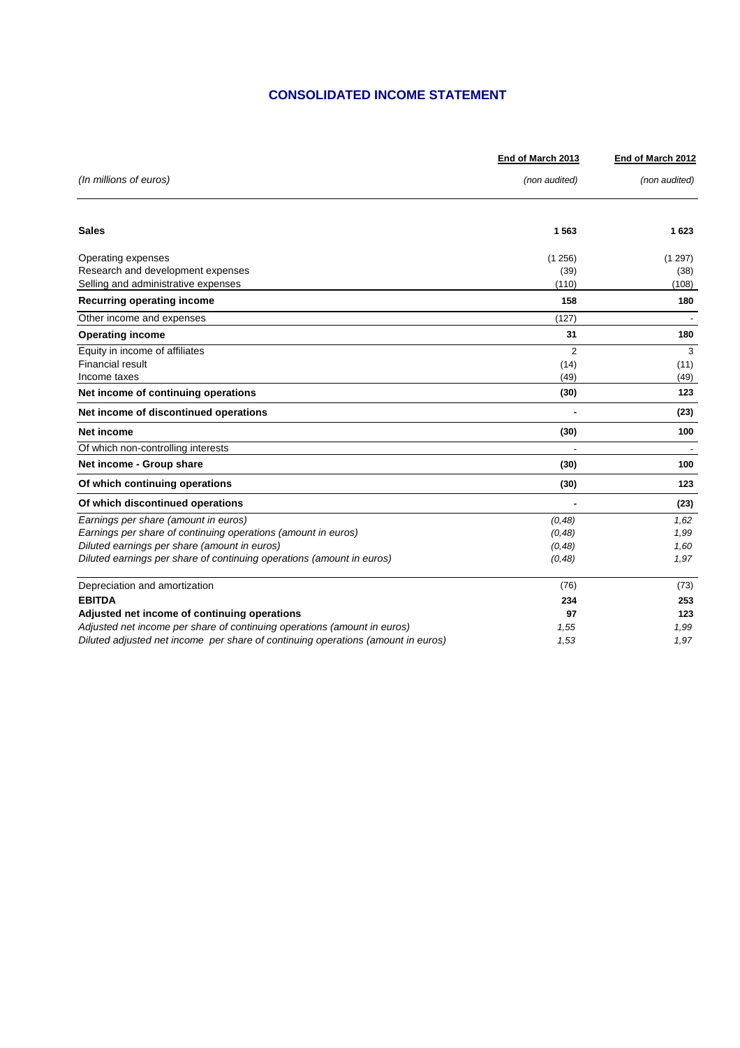# CONSOLIDATED INCOME STATEMENT

| *(In millions of euros)* | End of March 2013<br>*(non audited)* | End of March 2012<br>*(non audited)* |
|---|---|---|
| **Sales** | **1 563** | **1 623** |
| Operating expenses | (1 256) | (1 297) |
| Research and development expenses | (39) | (38) |
| Selling and administrative expenses | (110) | (108) |
| **Recurring operating income** | **158** | **180** |
| Other income and expenses | (127) | - |
| **Operating income** | **31** | **180** |
| Equity in income of affiliates | 2 | 3 |
| Financial result | (14) | (11) |
| Income taxes | (49) | (49) |
| **Net income of continuing operations** | **(30)** | **123** |
| **Net income of discontinued operations** | **-** | **(23)** |
| **Net income** | **(30)** | **100** |
| Of which non-controlling interests | - | - |
| **Net income - Group share** | **(30)** | **100** |
| **Of which continuing operations** | **(30)** | **123** |
| **Of which discontinued operations** | **-** | **(23)** |
| *Earnings per share (amount in euros)* | *(0,48)* | *1,62* |
| *Earnings per share of continuing operations (amount in euros)* | *(0,48)* | *1,99* |
| *Diluted earnings per share (amount in euros)* | *(0,48)* | *1,60* |
| *Diluted earnings per share of continuing operations (amount in euros)* | *(0,48)* | *1,97* |
| Depreciation and amortization | (76) | (73) |
| **EBITDA** | **234** | **253** |
| **Adjusted net income of continuing operations** | **97** | **123** |
| *Adjusted net income per share of continuing operations (amount in euros)* | *1,55* | *1,99* |
| *Diluted adjusted net income per share of continuing operations (amount in euros)* | *1,53* | *1,97* |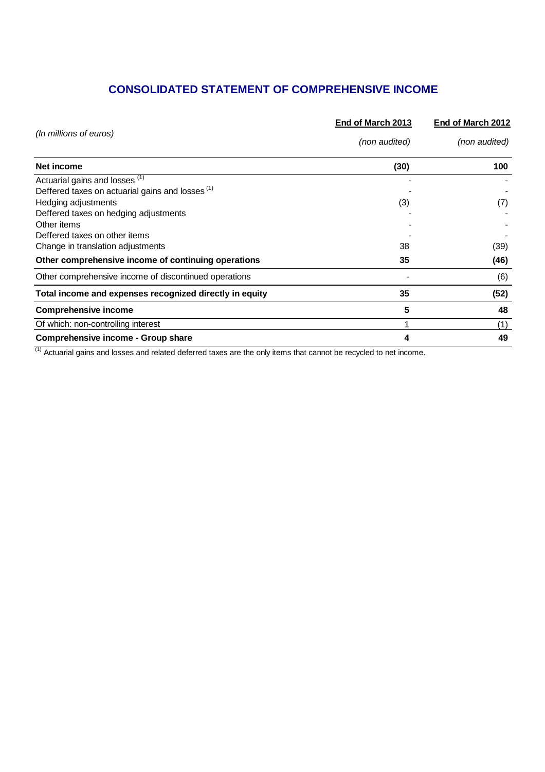# CONSOLIDATED STATEMENT OF COMPREHENSIVE INCOME

| *(In millions of euros)* | End of March 2013 *(non audited)* | End of March 2012 *(non audited)* |
|---|---|---|
| **Net income** | **(30)** | **100** |
| Actuarial gains and losses [1] | - | - |
| Deffered taxes on actuarial gains and losses [1] | - | - |
| Hedging adjustments | (3) | (7) |
| Deffered taxes on hedging adjustments | - | - |
| Other items | - | - |
| Deffered taxes on other items | - | - |
| Change in translation adjustments | 38 | (39) |
| **Other comprehensive income of continuing operations** | **35** | **(46)** |
| Other comprehensive income of discontinued operations | - | (6) |
| **Total income and expenses recognized directly in equity** | **35** | **(52)** |
| **Comprehensive income** | **5** | **48** |
| Of which: non-controlling interest | 1 | (1) |
| **Comprehensive income - Group share** | **4** | **49** |

[1] Actuarial gains and losses and related deferred taxes are the only items that cannot be recycled to net income.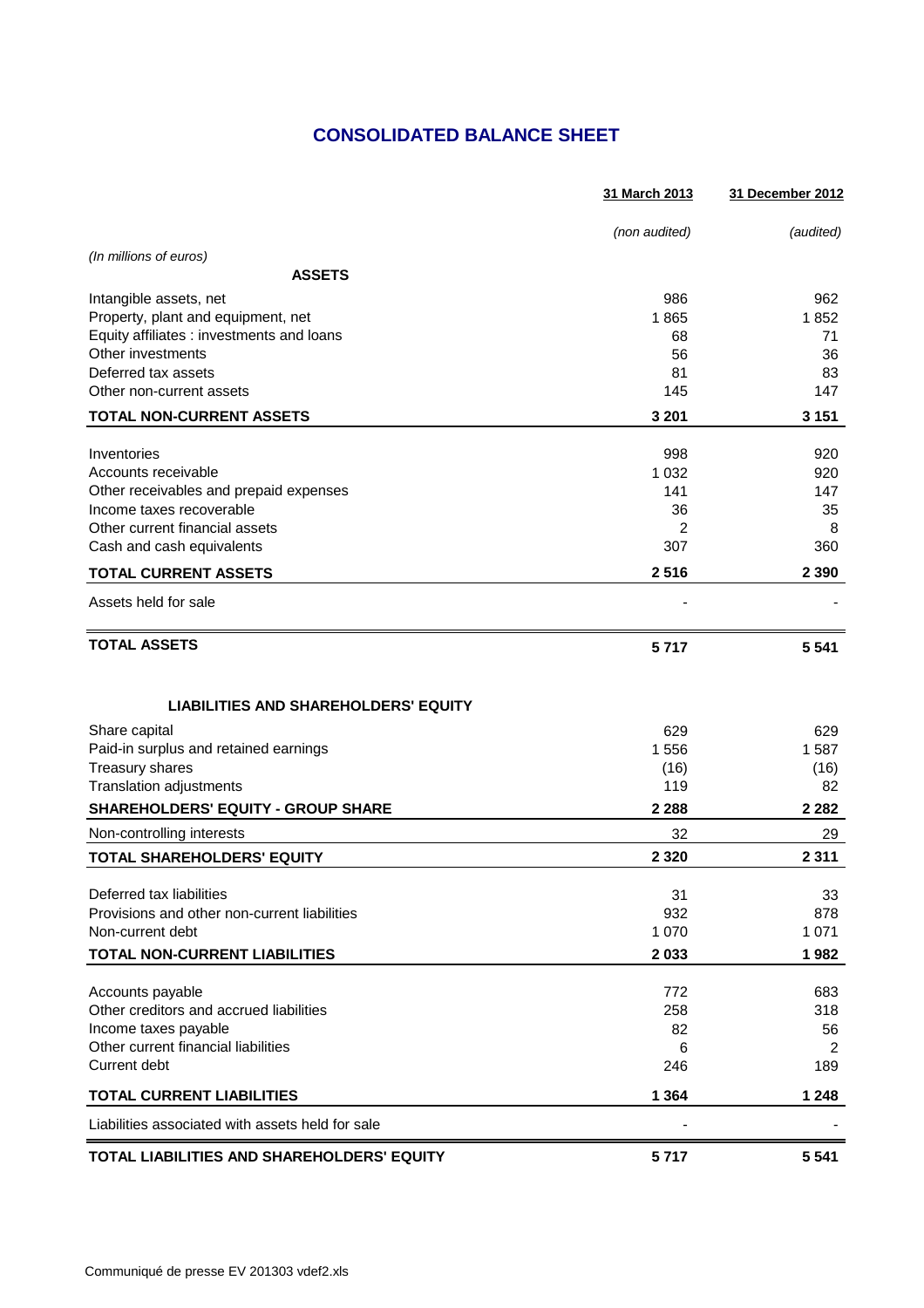# CONSOLIDATED BALANCE SHEET

| | 31 March 2013 | 31 December 2012 |
|---|---|---|
| | *(non audited)* | *(audited)* |
| *(In millions of euros)* | | |
| **ASSETS** | | |
| Intangible assets, net | 986 | 962 |
| Property, plant and equipment, net | 1 865 | 1 852 |
| Equity affiliates : investments and loans | 68 | 71 |
| Other investments | 56 | 36 |
| Deferred tax assets | 81 | 83 |
| Other non-current assets | 145 | 147 |
| **TOTAL NON-CURRENT ASSETS** | **3 201** | **3 151** |
| Inventories | 998 | 920 |
| Accounts receivable | 1 032 | 920 |
| Other receivables and prepaid expenses | 141 | 147 |
| Income taxes recoverable | 36 | 35 |
| Other current financial assets | 2 | 8 |
| Cash and cash equivalents | 307 | 360 |
| **TOTAL CURRENT ASSETS** | **2 516** | **2 390** |
| Assets held for sale | - | - |
| **TOTAL ASSETS** | **5 717** | **5 541** |
| **LIABILITIES AND SHAREHOLDERS' EQUITY** | | |
| Share capital | 629 | 629 |
| Paid-in surplus and retained earnings | 1 556 | 1 587 |
| Treasury shares | (16) | (16) |
| Translation adjustments | 119 | 82 |
| **SHAREHOLDERS' EQUITY - GROUP SHARE** | **2 288** | **2 282** |
| Non-controlling interests | 32 | 29 |
| **TOTAL SHAREHOLDERS' EQUITY** | **2 320** | **2 311** |
| Deferred tax liabilities | 31 | 33 |
| Provisions and other non-current liabilities | 932 | 878 |
| Non-current debt | 1 070 | 1 071 |
| **TOTAL NON-CURRENT LIABILITIES** | **2 033** | **1 982** |
| Accounts payable | 772 | 683 |
| Other creditors and accrued liabilities | 258 | 318 |
| Income taxes payable | 82 | 56 |
| Other current financial liabilities | 6 | 2 |
| Current debt | 246 | 189 |
| **TOTAL CURRENT LIABILITIES** | **1 364** | **1 248** |
| Liabilities associated with assets held for sale | - | - |
| **TOTAL LIABILITIES AND SHAREHOLDERS' EQUITY** | **5 717** | **5 541** |

Communiqué de presse EV 201303 vdef2.xls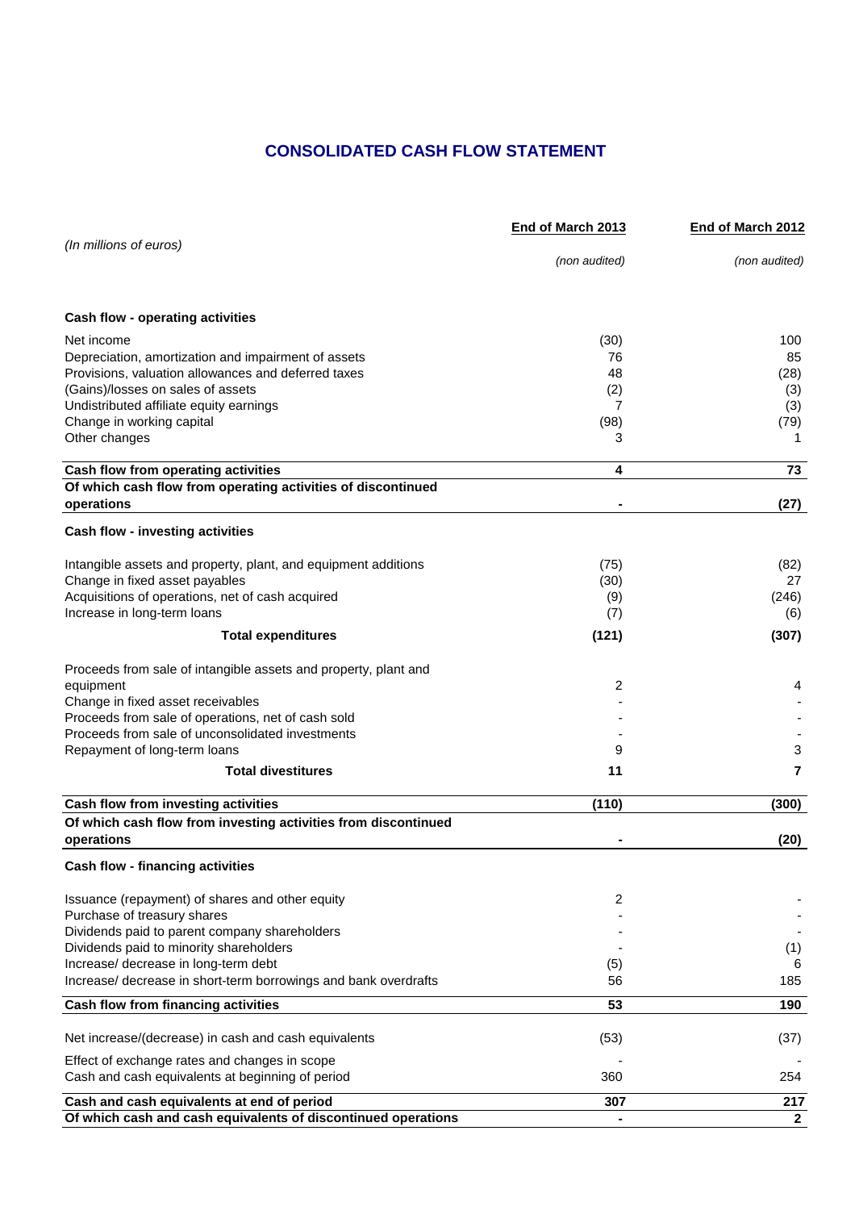## CONSOLIDATED CASH FLOW STATEMENT

| *(In millions of euros)* | End of March 2013<br>*(non audited)* | End of March 2012<br>*(non audited)* |
|---|---|---|
| **Cash flow - operating activities** | | |
| Net income | (30) | 100 |
| Depreciation, amortization and impairment of assets | 76 | 85 |
| Provisions, valuation allowances and deferred taxes | 48 | (28) |
| (Gains)/losses on sales of assets | (2) | (3) |
| Undistributed affiliate equity earnings | 7 | (3) |
| Change in working capital | (98) | (79) |
| Other changes | 3 | 1 |
| **Cash flow from operating activities** | **4** | **73** |
| **Of which cash flow from operating activities of discontinued operations** | **-** | **(27)** |
| **Cash flow - investing activities** | | |
| Intangible assets and property, plant, and equipment additions | (75) | (82) |
| Change in fixed asset payables | (30) | 27 |
| Acquisitions of operations, net of cash acquired | (9) | (246) |
| Increase in long-term loans | (7) | (6) |
| **Total expenditures** | **(121)** | **(307)** |
| Proceeds from sale of intangible assets and property, plant and equipment | 2 | 4 |
| Change in fixed asset receivables | - | - |
| Proceeds from sale of operations, net of cash sold | - | - |
| Proceeds from sale of unconsolidated investments | - | - |
| Repayment of long-term loans | 9 | 3 |
| **Total divestitures** | **11** | **7** |
| **Cash flow from investing activities** | **(110)** | **(300)** |
| **Of which cash flow from investing activities from discontinued operations** | **-** | **(20)** |
| **Cash flow - financing activities** | | |
| Issuance (repayment) of shares and other equity | 2 | - |
| Purchase of treasury shares | - | - |
| Dividends paid to parent company shareholders | - | - |
| Dividends paid to minority shareholders | - | (1) |
| Increase/ decrease in long-term debt | (5) | 6 |
| Increase/ decrease in short-term borrowings and bank overdrafts | 56 | 185 |
| **Cash flow from financing activities** | **53** | **190** |
| Net increase/(decrease) in cash and cash equivalents | (53) | (37) |
| Effect of exchange rates and changes in scope | - | - |
| Cash and cash equivalents at beginning of period | 360 | 254 |
| **Cash and cash equivalents at end of period** | **307** | **217** |
| **Of which cash and cash equivalents of discontinued operations** | **-** | **2** |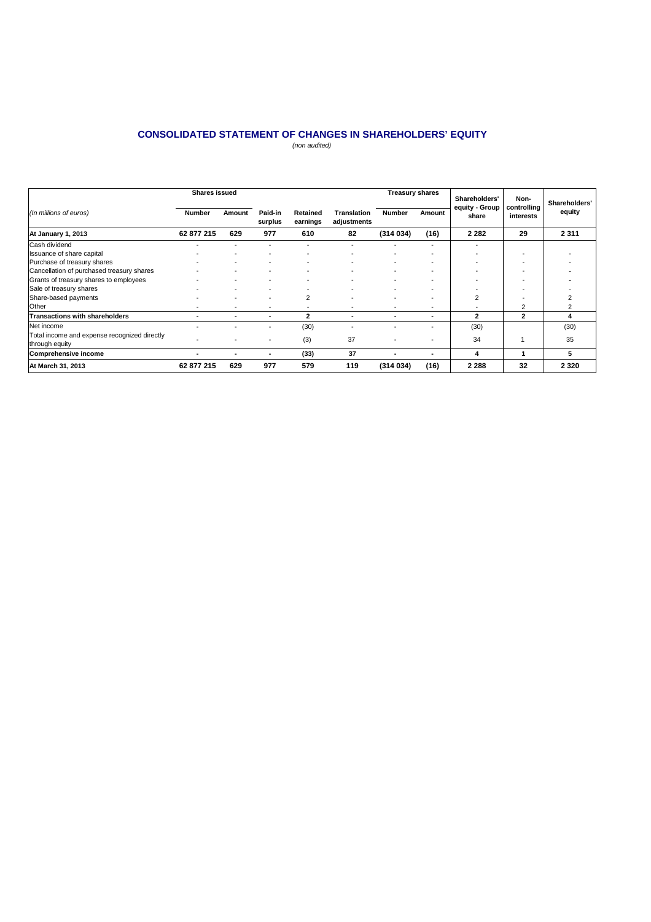# CONSOLIDATED STATEMENT OF CHANGES IN SHAREHOLDERS' EQUITY

*(non audited)*

| *(In millions of euros)* | Shares issued | | Paid-in surplus | Retained earnings | Translation adjustments | Treasury shares | | Shareholders' equity - Group share | Non-controlling interests | Shareholders' equity |
|---|---|---|---|---|---|---|---|---|---|---|
| | Number | Amount | | | | Number | Amount | | | |
| **At January 1, 2013** | **62 877 215** | **629** | **977** | **610** | **82** | **(314 034)** | **(16)** | **2 282** | **29** | **2 311** |
| Cash dividend | - | - | - | - | - | - | - | - | | |
| Issuance of share capital | - | - | - | - | - | - | - | - | - | - |
| Purchase of treasury shares | - | - | - | - | - | - | - | - | - | - |
| Cancellation of purchased treasury shares | - | - | - | - | - | - | - | - | - | - |
| Grants of treasury shares to employees | - | - | - | - | - | - | - | - | - | - |
| Sale of treasury shares | - | - | - | - | - | - | - | - | - | - |
| Share-based payments | - | - | - | 2 | - | - | - | 2 | - | 2 |
| Other | - | - | - | - | - | - | - | - | 2 | 2 |
| **Transactions with shareholders** | **-** | **-** | **-** | **2** | **-** | **-** | **-** | **2** | **2** | **4** |
| Net income | - | - | - | (30) | - | - | - | (30) | | (30) |
| Total income and expense recognized directly through equity | - | - | - | (3) | 37 | - | - | 34 | 1 | 35 |
| **Comprehensive income** | **-** | **-** | **-** | **(33)** | **37** | **-** | **-** | **4** | **1** | **5** |
| **At March 31, 2013** | **62 877 215** | **629** | **977** | **579** | **119** | **(314 034)** | **(16)** | **2 288** | **32** | **2 320** |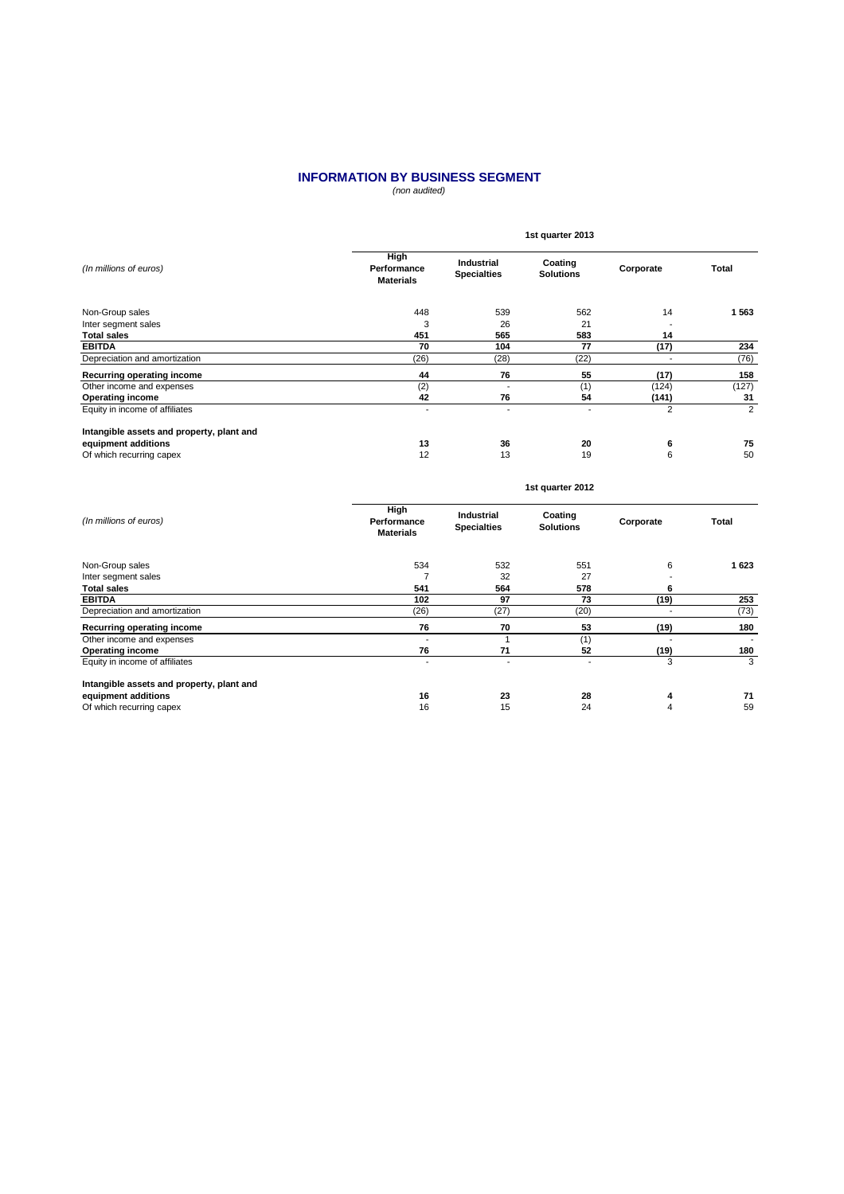# INFORMATION BY BUSINESS SEGMENT

*(non audited)*

| *(In millions of euros)* | 1st quarter 2013 | | | | |
|---|---|---|---|---|---|
| | **High Performance Materials** | **Industrial Specialties** | **Coating Solutions** | **Corporate** | **Total** |
| Non-Group sales | 448 | 539 | 562 | 14 | **1 563** |
| Inter segment sales | 3 | 26 | 21 | - | |
| **Total sales** | **451** | **565** | **583** | **14** | |
| **EBITDA** | **70** | **104** | **77** | **(17)** | **234** |
| Depreciation and amortization | (26) | (28) | (22) | - | (76) |
| **Recurring operating income** | **44** | **76** | **55** | **(17)** | **158** |
| Other income and expenses | (2) | - | (1) | (124) | (127) |
| **Operating income** | **42** | **76** | **54** | **(141)** | **31** |
| Equity in income of affiliates | - | - | - | 2 | 2 |
| **Intangible assets and property, plant and equipment additions** | **13** | **36** | **20** | **6** | **75** |
| Of which recurring capex | 12 | 13 | 19 | 6 | 50 |

| *(In millions of euros)* | 1st quarter 2012 | | | | |
|---|---|---|---|---|---|
| | **High Performance Materials** | **Industrial Specialties** | **Coating Solutions** | **Corporate** | **Total** |
| Non-Group sales | 534 | 532 | 551 | 6 | **1 623** |
| Inter segment sales | 7 | 32 | 27 | - | |
| **Total sales** | **541** | **564** | **578** | **6** | |
| **EBITDA** | **102** | **97** | **73** | **(19)** | **253** |
| Depreciation and amortization | (26) | (27) | (20) | - | (73) |
| **Recurring operating income** | **76** | **70** | **53** | **(19)** | **180** |
| Other income and expenses | - | 1 | (1) | - | - |
| **Operating income** | **76** | **71** | **52** | **(19)** | **180** |
| Equity in income of affiliates | - | - | - | 3 | 3 |
| **Intangible assets and property, plant and equipment additions** | **16** | **23** | **28** | **4** | **71** |
| Of which recurring capex | 16 | 15 | 24 | 4 | 59 |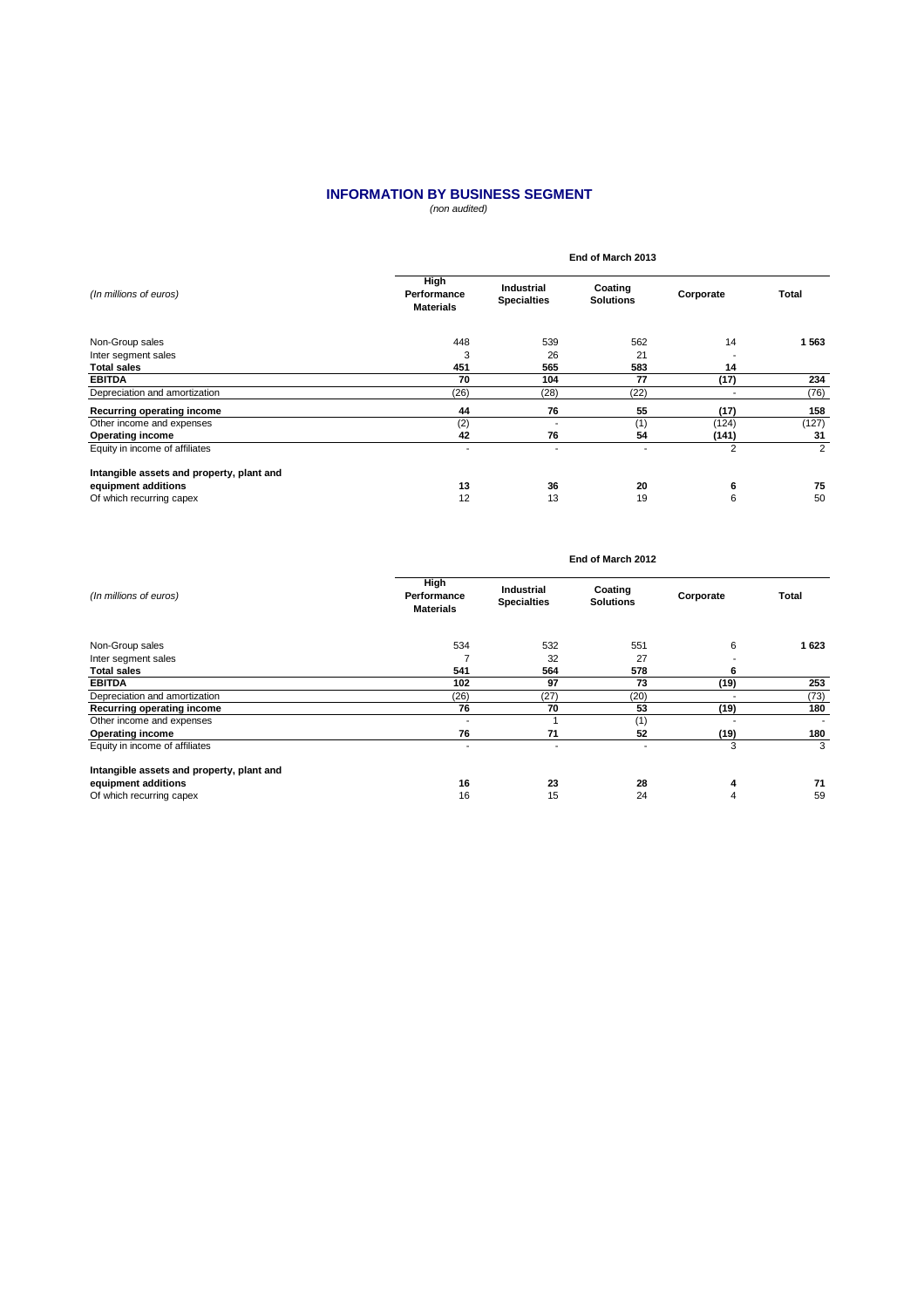## INFORMATION BY BUSINESS SEGMENT

*(non audited)*

| *(In millions of euros)* | End of March 2013 | | | | |
|---|---|---|---|---|---|
| | **High Performance Materials** | **Industrial Specialties** | **Coating Solutions** | **Corporate** | **Total** |
| Non-Group sales | 448 | 539 | 562 | 14 | **1 563** |
| Inter segment sales | 3 | 26 | 21 | - | |
| **Total sales** | **451** | **565** | **583** | **14** | |
| **EBITDA** | **70** | **104** | **77** | **(17)** | **234** |
| Depreciation and amortization | (26) | (28) | (22) | - | (76) |
| **Recurring operating income** | **44** | **76** | **55** | **(17)** | **158** |
| Other income and expenses | (2) | - | (1) | (124) | (127) |
| **Operating income** | **42** | **76** | **54** | **(141)** | **31** |
| Equity in income of affiliates | - | - | - | 2 | 2 |
| **Intangible assets and property, plant and equipment additions** | **13** | **36** | **20** | **6** | **75** |
| Of which recurring capex | 12 | 13 | 19 | 6 | 50 |

| *(In millions of euros)* | End of March 2012 | | | | |
|---|---|---|---|---|---|
| | **High Performance Materials** | **Industrial Specialties** | **Coating Solutions** | **Corporate** | **Total** |
| Non-Group sales | 534 | 532 | 551 | 6 | **1 623** |
| Inter segment sales | 7 | 32 | 27 | - | |
| **Total sales** | **541** | **564** | **578** | **6** | |
| **EBITDA** | **102** | **97** | **73** | **(19)** | **253** |
| Depreciation and amortization | (26) | (27) | (20) | - | (73) |
| **Recurring operating income** | **76** | **70** | **53** | **(19)** | **180** |
| Other income and expenses | - | 1 | (1) | - | - |
| **Operating income** | **76** | **71** | **52** | **(19)** | **180** |
| Equity in income of affiliates | - | - | - | 3 | 3 |
| **Intangible assets and property, plant and equipment additions** | **16** | **23** | **28** | **4** | **71** |
| Of which recurring capex | 16 | 15 | 24 | 4 | 59 |